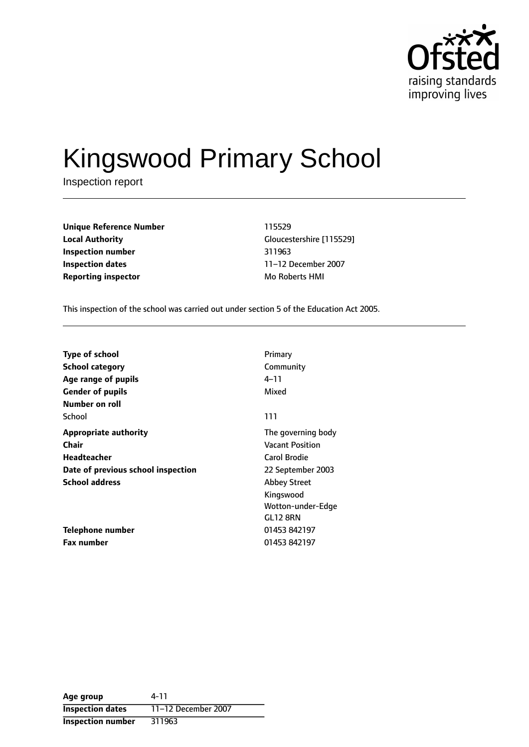Ofsted
raising standards
improving lives

# Kingswood Primary School

Inspection report

| | |
|---|---|
| **Unique Reference Number** | 115529 |
| **Local Authority** | Gloucestershire [115529] |
| **Inspection number** | 311963 |
| **Inspection dates** | 11–12 December 2007 |
| **Reporting inspector** | Mo Roberts HMI |

This inspection of the school was carried out under section 5 of the Education Act 2005.

| | |
|---|---|
| **Type of school** | Primary |
| **School category** | Community |
| **Age range of pupils** | 4–11 |
| **Gender of pupils** | Mixed |
| **Number on roll** | |
| School | 111 |
| **Appropriate authority** | The governing body |
| **Chair** | Vacant Position |
| **Headteacher** | Carol Brodie |
| **Date of previous school inspection** | 22 September 2003 |
| **School address** | Abbey Street<br>Kingswood<br>Wotton-under-Edge<br>GL12 8RN |
| **Telephone number** | 01453 842197 |
| **Fax number** | 01453 842197 |

| | |
|---|---|
| **Age group** | 4-11 |
| **Inspection dates** | 11–12 December 2007 |
| **Inspection number** | 311963 |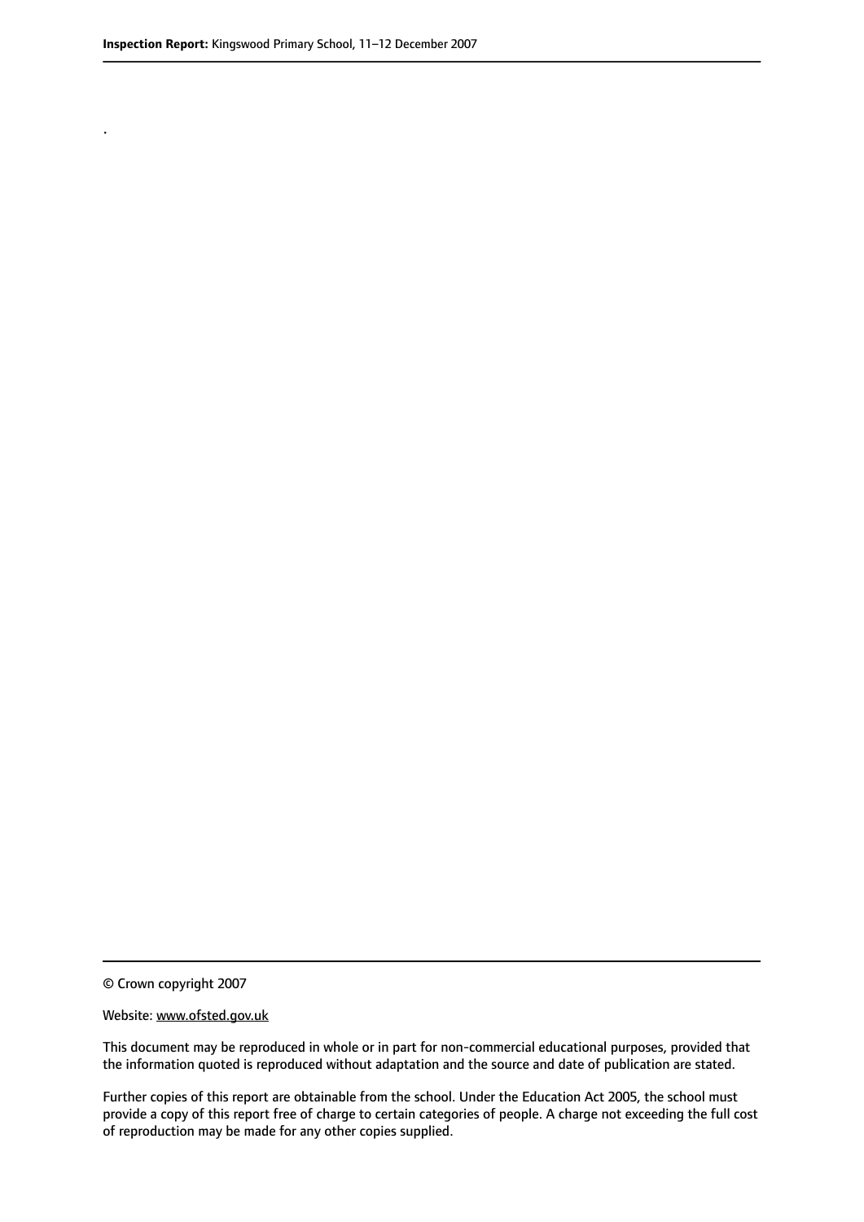.

© Crown copyright 2007

Website: www.ofsted.gov.uk

This document may be reproduced in whole or in part for non-commercial educational purposes, provided that the information quoted is reproduced without adaptation and the source and date of publication are stated.

Further copies of this report are obtainable from the school. Under the Education Act 2005, the school must provide a copy of this report free of charge to certain categories of people. A charge not exceeding the full cost of reproduction may be made for any other copies supplied.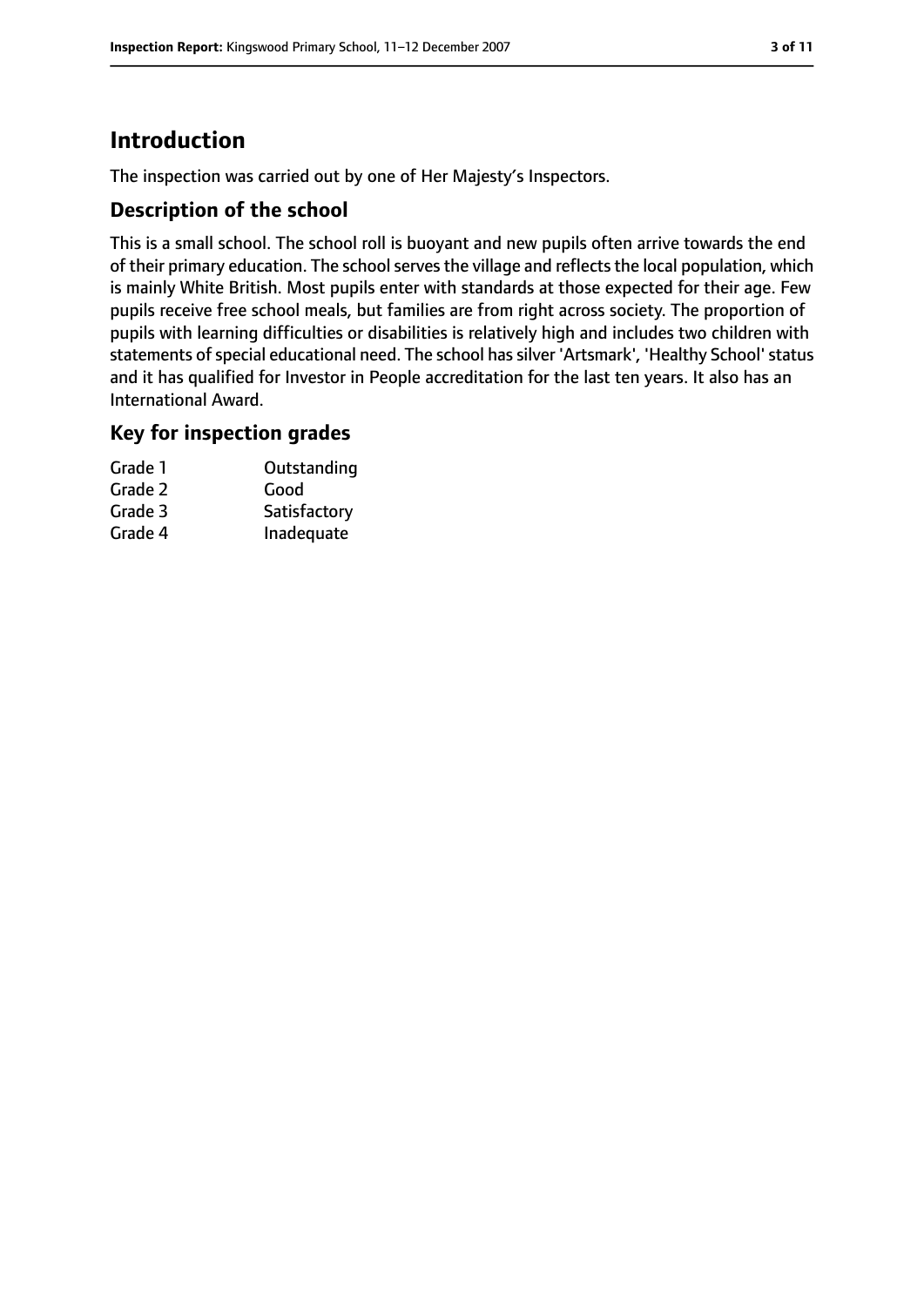# Introduction

The inspection was carried out by one of Her Majesty's Inspectors.

## Description of the school

This is a small school. The school roll is buoyant and new pupils often arrive towards the end of their primary education. The school serves the village and reflects the local population, which is mainly White British. Most pupils enter with standards at those expected for their age. Few pupils receive free school meals, but families are from right across society. The proportion of pupils with learning difficulties or disabilities is relatively high and includes two children with statements of special educational need. The school has silver 'Artsmark', 'Healthy School' status and it has qualified for Investor in People accreditation for the last ten years. It also has an International Award.

## Key for inspection grades

| | |
|---|---|
| Grade 1 | Outstanding |
| Grade 2 | Good |
| Grade 3 | Satisfactory |
| Grade 4 | Inadequate |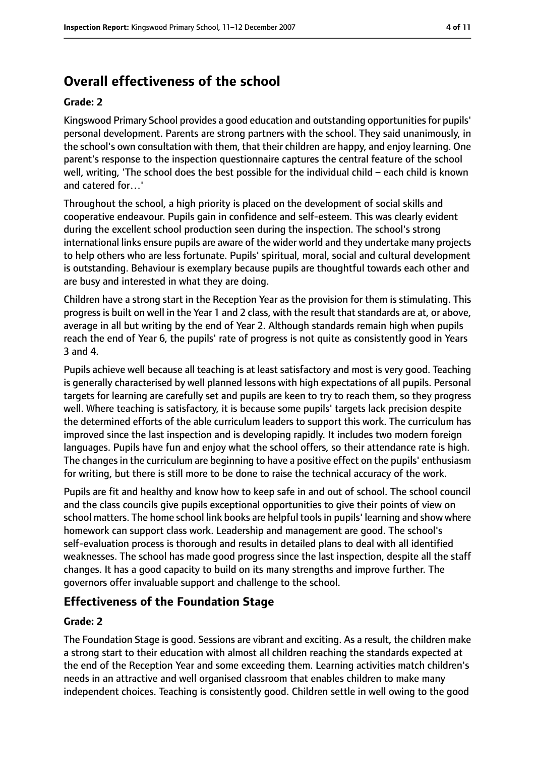## Overall effectiveness of the school

### Grade: 2

Kingswood Primary School provides a good education and outstanding opportunities for pupils' personal development. Parents are strong partners with the school. They said unanimously, in the school's own consultation with them, that their children are happy, and enjoy learning. One parent's response to the inspection questionnaire captures the central feature of the school well, writing, 'The school does the best possible for the individual child – each child is known and catered for…'

Throughout the school, a high priority is placed on the development of social skills and cooperative endeavour. Pupils gain in confidence and self-esteem. This was clearly evident during the excellent school production seen during the inspection. The school's strong international links ensure pupils are aware of the wider world and they undertake many projects to help others who are less fortunate. Pupils' spiritual, moral, social and cultural development is outstanding. Behaviour is exemplary because pupils are thoughtful towards each other and are busy and interested in what they are doing.

Children have a strong start in the Reception Year as the provision for them is stimulating. This progress is built on well in the Year 1 and 2 class, with the result that standards are at, or above, average in all but writing by the end of Year 2. Although standards remain high when pupils reach the end of Year 6, the pupils' rate of progress is not quite as consistently good in Years 3 and 4.

Pupils achieve well because all teaching is at least satisfactory and most is very good. Teaching is generally characterised by well planned lessons with high expectations of all pupils. Personal targets for learning are carefully set and pupils are keen to try to reach them, so they progress well. Where teaching is satisfactory, it is because some pupils' targets lack precision despite the determined efforts of the able curriculum leaders to support this work. The curriculum has improved since the last inspection and is developing rapidly. It includes two modern foreign languages. Pupils have fun and enjoy what the school offers, so their attendance rate is high. The changes in the curriculum are beginning to have a positive effect on the pupils' enthusiasm for writing, but there is still more to be done to raise the technical accuracy of the work.

Pupils are fit and healthy and know how to keep safe in and out of school. The school council and the class councils give pupils exceptional opportunities to give their points of view on school matters. The home school link books are helpful tools in pupils' learning and show where homework can support class work. Leadership and management are good. The school's self-evaluation process is thorough and results in detailed plans to deal with all identified weaknesses. The school has made good progress since the last inspection, despite all the staff changes. It has a good capacity to build on its many strengths and improve further. The governors offer invaluable support and challenge to the school.

## Effectiveness of the Foundation Stage

### Grade: 2

The Foundation Stage is good. Sessions are vibrant and exciting. As a result, the children make a strong start to their education with almost all children reaching the standards expected at the end of the Reception Year and some exceeding them. Learning activities match children's needs in an attractive and well organised classroom that enables children to make many independent choices. Teaching is consistently good. Children settle in well owing to the good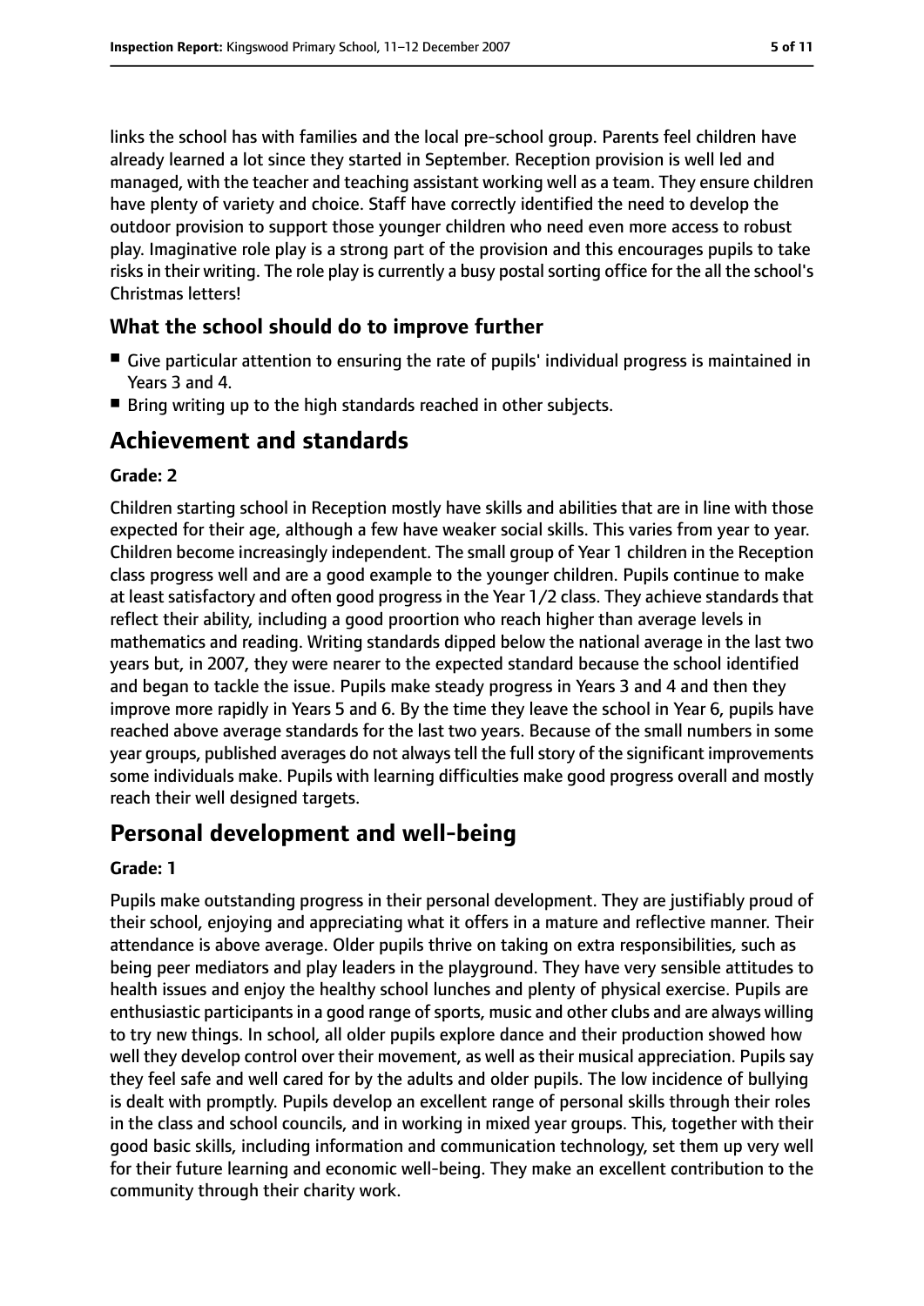links the school has with families and the local pre-school group. Parents feel children have already learned a lot since they started in September. Reception provision is well led and managed, with the teacher and teaching assistant working well as a team. They ensure children have plenty of variety and choice. Staff have correctly identified the need to develop the outdoor provision to support those younger children who need even more access to robust play. Imaginative role play is a strong part of the provision and this encourages pupils to take risks in their writing. The role play is currently a busy postal sorting office for the all the school's Christmas letters!

### What the school should do to improve further

- Give particular attention to ensuring the rate of pupils' individual progress is maintained in Years 3 and 4.
- Bring writing up to the high standards reached in other subjects.

## Achievement and standards

#### Grade: 2

Children starting school in Reception mostly have skills and abilities that are in line with those expected for their age, although a few have weaker social skills. This varies from year to year. Children become increasingly independent. The small group of Year 1 children in the Reception class progress well and are a good example to the younger children. Pupils continue to make at least satisfactory and often good progress in the Year 1/2 class. They achieve standards that reflect their ability, including a good proortion who reach higher than average levels in mathematics and reading. Writing standards dipped below the national average in the last two years but, in 2007, they were nearer to the expected standard because the school identified and began to tackle the issue. Pupils make steady progress in Years 3 and 4 and then they improve more rapidly in Years 5 and 6. By the time they leave the school in Year 6, pupils have reached above average standards for the last two years. Because of the small numbers in some year groups, published averages do not always tell the full story of the significant improvements some individuals make. Pupils with learning difficulties make good progress overall and mostly reach their well designed targets.

## Personal development and well-being

#### Grade: 1

Pupils make outstanding progress in their personal development. They are justifiably proud of their school, enjoying and appreciating what it offers in a mature and reflective manner. Their attendance is above average. Older pupils thrive on taking on extra responsibilities, such as being peer mediators and play leaders in the playground. They have very sensible attitudes to health issues and enjoy the healthy school lunches and plenty of physical exercise. Pupils are enthusiastic participants in a good range of sports, music and other clubs and are always willing to try new things. In school, all older pupils explore dance and their production showed how well they develop control over their movement, as well as their musical appreciation. Pupils say they feel safe and well cared for by the adults and older pupils. The low incidence of bullying is dealt with promptly. Pupils develop an excellent range of personal skills through their roles in the class and school councils, and in working in mixed year groups. This, together with their good basic skills, including information and communication technology, set them up very well for their future learning and economic well-being. They make an excellent contribution to the community through their charity work.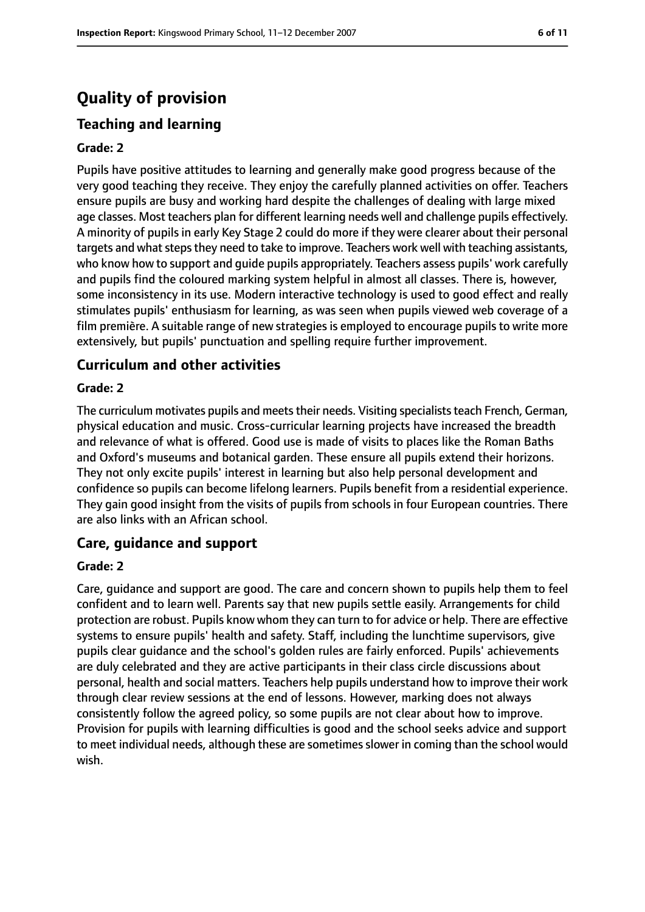# Quality of provision

## Teaching and learning

**Grade: 2**

Pupils have positive attitudes to learning and generally make good progress because of the very good teaching they receive. They enjoy the carefully planned activities on offer. Teachers ensure pupils are busy and working hard despite the challenges of dealing with large mixed age classes. Most teachers plan for different learning needs well and challenge pupils effectively. A minority of pupils in early Key Stage 2 could do more if they were clearer about their personal targets and what steps they need to take to improve. Teachers work well with teaching assistants, who know how to support and guide pupils appropriately. Teachers assess pupils' work carefully and pupils find the coloured marking system helpful in almost all classes. There is, however, some inconsistency in its use. Modern interactive technology is used to good effect and really stimulates pupils' enthusiasm for learning, as was seen when pupils viewed web coverage of a film première. A suitable range of new strategies is employed to encourage pupils to write more extensively, but pupils' punctuation and spelling require further improvement.

## Curriculum and other activities

**Grade: 2**

The curriculum motivates pupils and meets their needs. Visiting specialists teach French, German, physical education and music. Cross-curricular learning projects have increased the breadth and relevance of what is offered. Good use is made of visits to places like the Roman Baths and Oxford's museums and botanical garden. These ensure all pupils extend their horizons. They not only excite pupils' interest in learning but also help personal development and confidence so pupils can become lifelong learners. Pupils benefit from a residential experience. They gain good insight from the visits of pupils from schools in four European countries. There are also links with an African school.

## Care, guidance and support

**Grade: 2**

Care, guidance and support are good. The care and concern shown to pupils help them to feel confident and to learn well. Parents say that new pupils settle easily. Arrangements for child protection are robust. Pupils know whom they can turn to for advice or help. There are effective systems to ensure pupils' health and safety. Staff, including the lunchtime supervisors, give pupils clear guidance and the school's golden rules are fairly enforced. Pupils' achievements are duly celebrated and they are active participants in their class circle discussions about personal, health and social matters. Teachers help pupils understand how to improve their work through clear review sessions at the end of lessons. However, marking does not always consistently follow the agreed policy, so some pupils are not clear about how to improve. Provision for pupils with learning difficulties is good and the school seeks advice and support to meet individual needs, although these are sometimes slower in coming than the school would wish.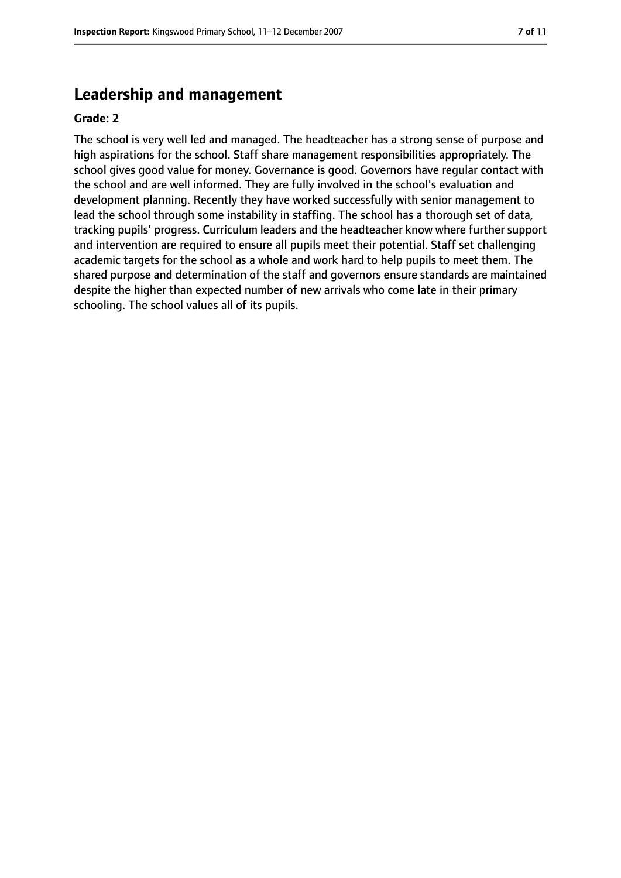## Leadership and management

**Grade: 2**

The school is very well led and managed. The headteacher has a strong sense of purpose and high aspirations for the school. Staff share management responsibilities appropriately. The school gives good value for money. Governance is good. Governors have regular contact with the school and are well informed. They are fully involved in the school's evaluation and development planning. Recently they have worked successfully with senior management to lead the school through some instability in staffing. The school has a thorough set of data, tracking pupils' progress. Curriculum leaders and the headteacher know where further support and intervention are required to ensure all pupils meet their potential. Staff set challenging academic targets for the school as a whole and work hard to help pupils to meet them. The shared purpose and determination of the staff and governors ensure standards are maintained despite the higher than expected number of new arrivals who come late in their primary schooling. The school values all of its pupils.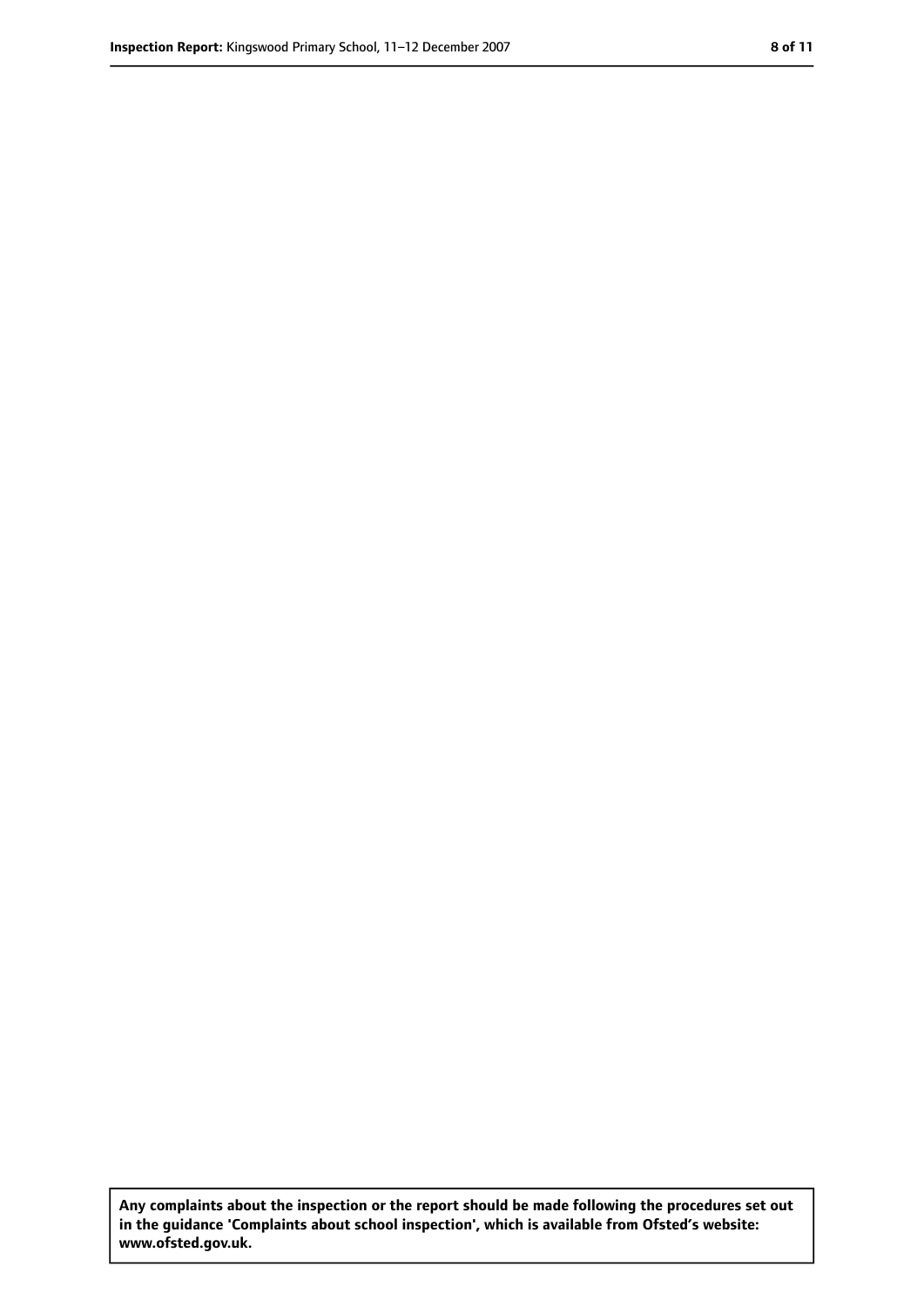**Any complaints about the inspection or the report should be made following the procedures set out in the guidance 'Complaints about school inspection', which is available from Ofsted's website: www.ofsted.gov.uk.**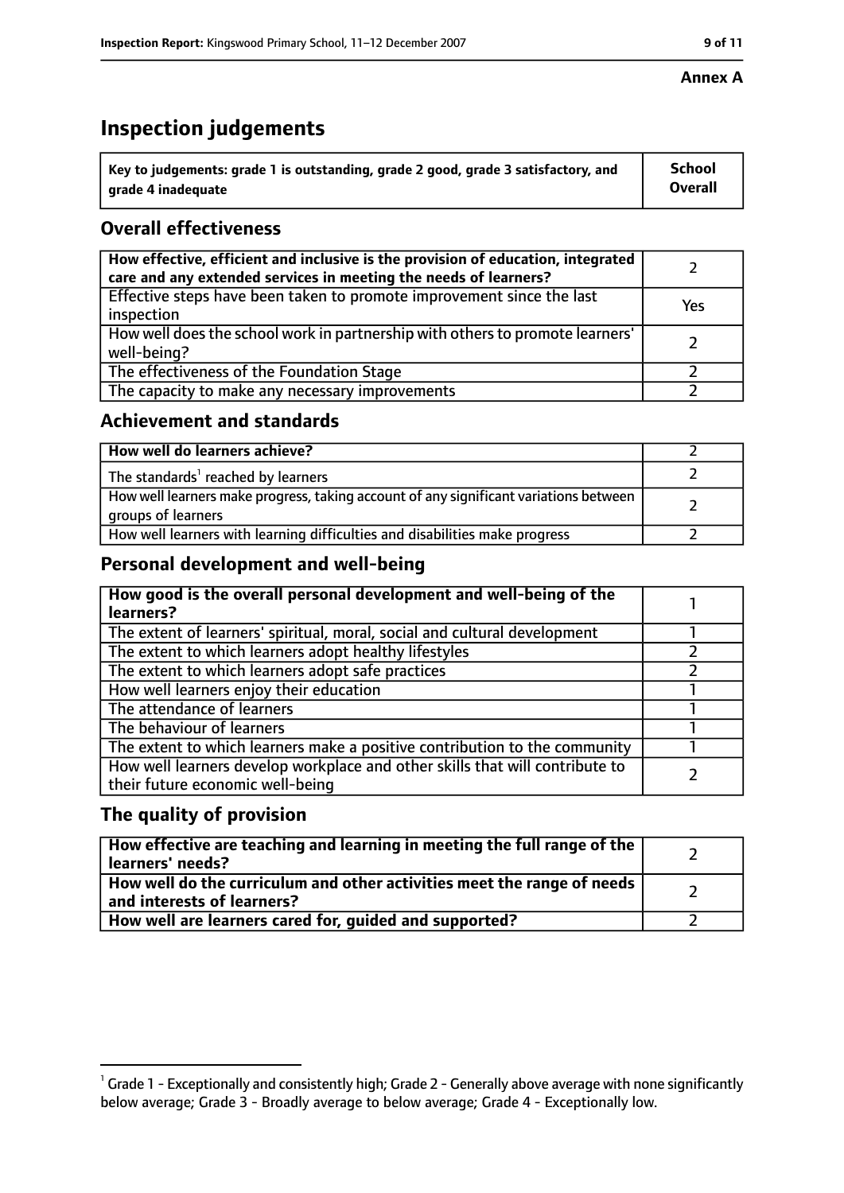**Annex A**

# Inspection judgements

| Key to judgements: grade 1 is outstanding, grade 2 good, grade 3 satisfactory, and grade 4 inadequate | School Overall |
|---|---|

## Overall effectiveness

| | |
|---|---|
| **How effective, efficient and inclusive is the provision of education, integrated care and any extended services in meeting the needs of learners?** | 2 |
| Effective steps have been taken to promote improvement since the last inspection | Yes |
| How well does the school work in partnership with others to promote learners' well-being? | 2 |
| The effectiveness of the Foundation Stage | 2 |
| The capacity to make any necessary improvements | 2 |

## Achievement and standards

| | |
|---|---|
| **How well do learners achieve?** | 2 |
| The standards[1] reached by learners | 2 |
| How well learners make progress, taking account of any significant variations between groups of learners | 2 |
| How well learners with learning difficulties and disabilities make progress | 2 |

## Personal development and well-being

| | |
|---|---|
| **How good is the overall personal development and well-being of the learners?** | 1 |
| The extent of learners' spiritual, moral, social and cultural development | 1 |
| The extent to which learners adopt healthy lifestyles | 2 |
| The extent to which learners adopt safe practices | 2 |
| How well learners enjoy their education | 1 |
| The attendance of learners | 1 |
| The behaviour of learners | 1 |
| The extent to which learners make a positive contribution to the community | 1 |
| How well learners develop workplace and other skills that will contribute to their future economic well-being | 2 |

## The quality of provision

| | |
|---|---|
| **How effective are teaching and learning in meeting the full range of the learners' needs?** | 2 |
| **How well do the curriculum and other activities meet the range of needs and interests of learners?** | 2 |
| **How well are learners cared for, guided and supported?** | 2 |

[1] Grade 1 - Exceptionally and consistently high; Grade 2 - Generally above average with none significantly below average; Grade 3 - Broadly average to below average; Grade 4 - Exceptionally low.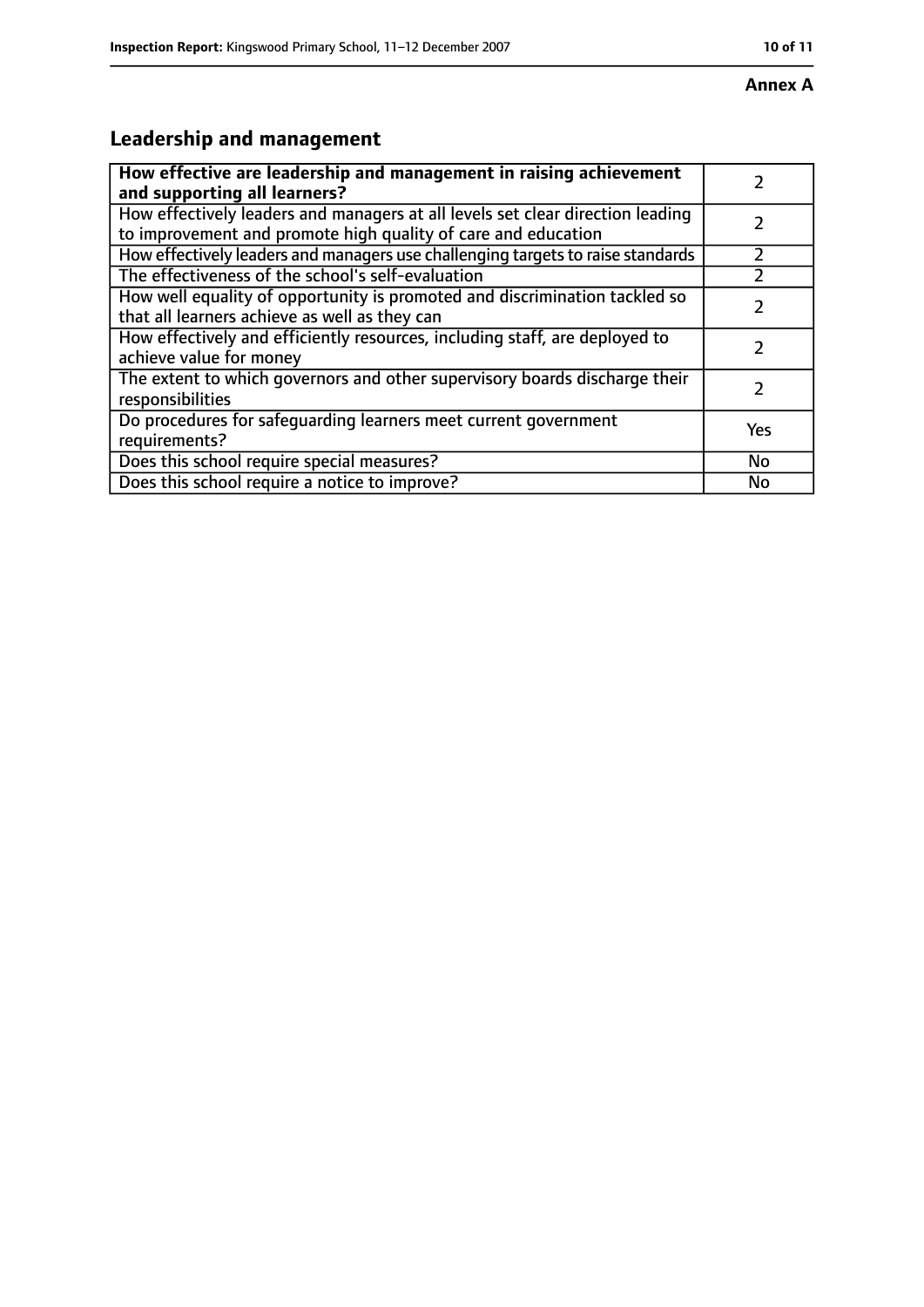**Annex A**

## Leadership and management

| **How effective are leadership and management in raising achievement and supporting all learners?** | 2 |
| --- | --- |
| How effectively leaders and managers at all levels set clear direction leading to improvement and promote high quality of care and education | 2 |
| How effectively leaders and managers use challenging targets to raise standards | 2 |
| The effectiveness of the school's self-evaluation | 2 |
| How well equality of opportunity is promoted and discrimination tackled so that all learners achieve as well as they can | 2 |
| How effectively and efficiently resources, including staff, are deployed to achieve value for money | 2 |
| The extent to which governors and other supervisory boards discharge their responsibilities | 2 |
| Do procedures for safeguarding learners meet current government requirements? | Yes |
| Does this school require special measures? | No |
| Does this school require a notice to improve? | No |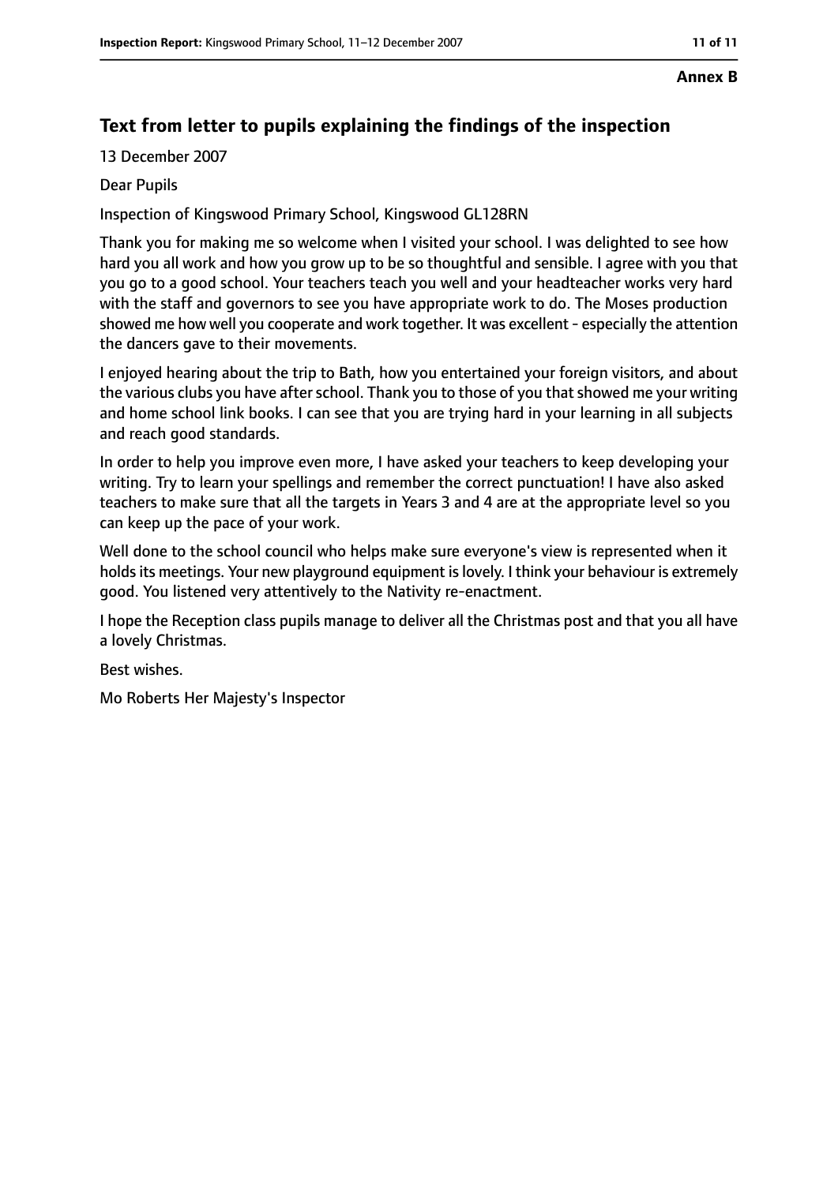**Annex B**

## Text from letter to pupils explaining the findings of the inspection

13 December 2007

Dear Pupils

Inspection of Kingswood Primary School, Kingswood GL128RN

Thank you for making me so welcome when I visited your school. I was delighted to see how hard you all work and how you grow up to be so thoughtful and sensible. I agree with you that you go to a good school. Your teachers teach you well and your headteacher works very hard with the staff and governors to see you have appropriate work to do. The Moses production showed me how well you cooperate and work together. It was excellent - especially the attention the dancers gave to their movements.

I enjoyed hearing about the trip to Bath, how you entertained your foreign visitors, and about the various clubs you have after school. Thank you to those of you that showed me your writing and home school link books. I can see that you are trying hard in your learning in all subjects and reach good standards.

In order to help you improve even more, I have asked your teachers to keep developing your writing. Try to learn your spellings and remember the correct punctuation! I have also asked teachers to make sure that all the targets in Years 3 and 4 are at the appropriate level so you can keep up the pace of your work.

Well done to the school council who helps make sure everyone's view is represented when it holds its meetings. Your new playground equipment is lovely. I think your behaviour is extremely good. You listened very attentively to the Nativity re-enactment.

I hope the Reception class pupils manage to deliver all the Christmas post and that you all have a lovely Christmas.

Best wishes.

Mo Roberts Her Majesty's Inspector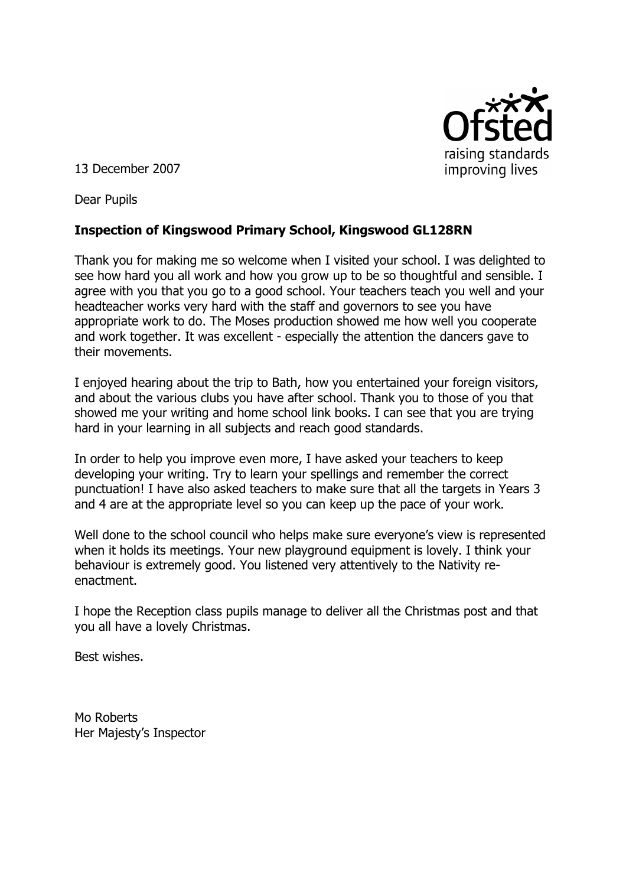13 December 2007

Dear Pupils

**Inspection of Kingswood Primary School, Kingswood GL128RN**

Thank you for making me so welcome when I visited your school. I was delighted to see how hard you all work and how you grow up to be so thoughtful and sensible. I agree with you that you go to a good school. Your teachers teach you well and your headteacher works very hard with the staff and governors to see you have appropriate work to do. The Moses production showed me how well you cooperate and work together. It was excellent - especially the attention the dancers gave to their movements.

I enjoyed hearing about the trip to Bath, how you entertained your foreign visitors, and about the various clubs you have after school. Thank you to those of you that showed me your writing and home school link books. I can see that you are trying hard in your learning in all subjects and reach good standards.

In order to help you improve even more, I have asked your teachers to keep developing your writing. Try to learn your spellings and remember the correct punctuation! I have also asked teachers to make sure that all the targets in Years 3 and 4 are at the appropriate level so you can keep up the pace of your work.

Well done to the school council who helps make sure everyone's view is represented when it holds its meetings. Your new playground equipment is lovely. I think your behaviour is extremely good. You listened very attentively to the Nativity re-enactment.

I hope the Reception class pupils manage to deliver all the Christmas post and that you all have a lovely Christmas.

Best wishes.

Mo Roberts
Her Majesty's Inspector